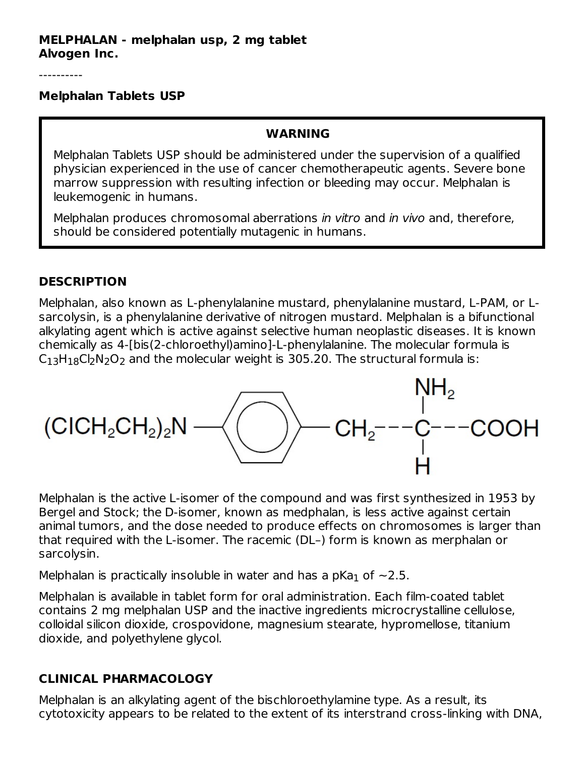**MELPHALAN - melphalan usp, 2 mg tablet**
**Alvogen Inc.**

----------

**Melphalan Tablets USP**

> **WARNING**
>
> Melphalan Tablets USP should be administered under the supervision of a qualified physician experienced in the use of cancer chemotherapeutic agents. Severe bone marrow suppression with resulting infection or bleeding may occur. Melphalan is leukemogenic in humans.
>
> Melphalan produces chromosomal aberrations *in vitro* and *in vivo* and, therefore, should be considered potentially mutagenic in humans.

## DESCRIPTION

Melphalan, also known as L-phenylalanine mustard, phenylalanine mustard, L-PAM, or L-sarcolysin, is a phenylalanine derivative of nitrogen mustard. Melphalan is a bifunctional alkylating agent which is active against selective human neoplastic diseases. It is known chemically as 4-[bis(2-chloroethyl)amino]-L-phenylalanine. The molecular formula is $C_{13}H_{18}Cl_2N_2O_2$ and the molecular weight is 305.20. The structural formula is:

$(ClCH_2CH_2)_2N$—[benzene ring]—$CH_2$—$CH(NH_2)$—$COOH$

Melphalan is the active L-isomer of the compound and was first synthesized in 1953 by Bergel and Stock; the D-isomer, known as medphalan, is less active against certain animal tumors, and the dose needed to produce effects on chromosomes is larger than that required with the L-isomer. The racemic (DL–) form is known as merphalan or sarcolysin.

Melphalan is practically insoluble in water and has a $pKa_1$ of ~2.5.

Melphalan is available in tablet form for oral administration. Each film-coated tablet contains 2 mg melphalan USP and the inactive ingredients microcrystalline cellulose, colloidal silicon dioxide, crospovidone, magnesium stearate, hypromellose, titanium dioxide, and polyethylene glycol.

## CLINICAL PHARMACOLOGY

Melphalan is an alkylating agent of the bischloroethylamine type. As a result, its cytotoxicity appears to be related to the extent of its interstrand cross-linking with DNA,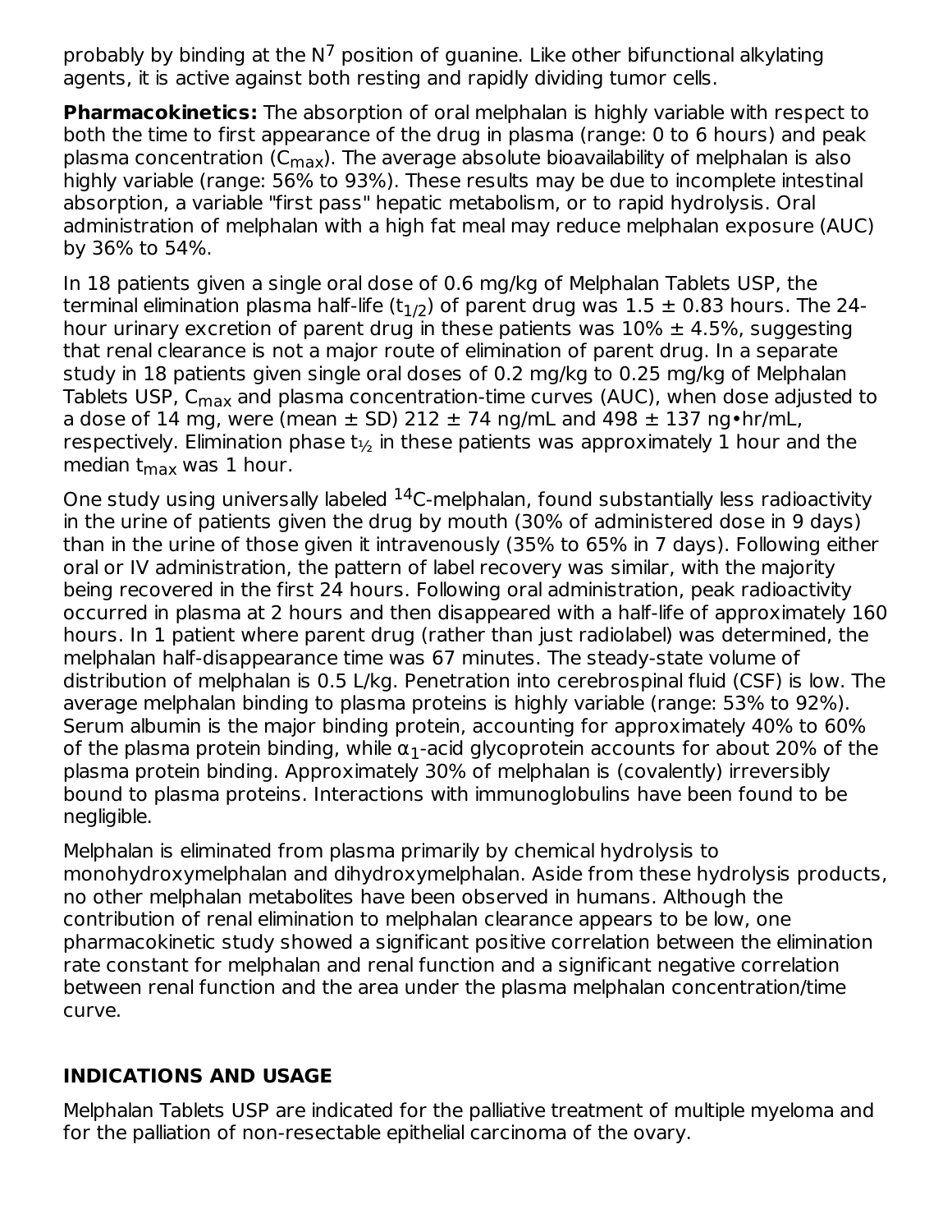probably by binding at the $N^7$ position of guanine. Like other bifunctional alkylating agents, it is active against both resting and rapidly dividing tumor cells.

**Pharmacokinetics:** The absorption of oral melphalan is highly variable with respect to both the time to first appearance of the drug in plasma (range: 0 to 6 hours) and peak plasma concentration ($C_{max}$). The average absolute bioavailability of melphalan is also highly variable (range: 56% to 93%). These results may be due to incomplete intestinal absorption, a variable "first pass" hepatic metabolism, or to rapid hydrolysis. Oral administration of melphalan with a high fat meal may reduce melphalan exposure (AUC) by 36% to 54%.

In 18 patients given a single oral dose of 0.6 mg/kg of Melphalan Tablets USP, the terminal elimination plasma half-life ($t_{1/2}$) of parent drug was 1.5 ± 0.83 hours. The 24-hour urinary excretion of parent drug in these patients was 10% ± 4.5%, suggesting that renal clearance is not a major route of elimination of parent drug. In a separate study in 18 patients given single oral doses of 0.2 mg/kg to 0.25 mg/kg of Melphalan Tablets USP, $C_{max}$ and plasma concentration-time curves (AUC), when dose adjusted to a dose of 14 mg, were (mean ± SD) 212 ± 74 ng/mL and 498 ± 137 ng•hr/mL, respectively. Elimination phase $t_{1/2}$ in these patients was approximately 1 hour and the median $t_{max}$ was 1 hour.

One study using universally labeled $^{14}C$-melphalan, found substantially less radioactivity in the urine of patients given the drug by mouth (30% of administered dose in 9 days) than in the urine of those given it intravenously (35% to 65% in 7 days). Following either oral or IV administration, the pattern of label recovery was similar, with the majority being recovered in the first 24 hours. Following oral administration, peak radioactivity occurred in plasma at 2 hours and then disappeared with a half-life of approximately 160 hours. In 1 patient where parent drug (rather than just radiolabel) was determined, the melphalan half-disappearance time was 67 minutes. The steady-state volume of distribution of melphalan is 0.5 L/kg. Penetration into cerebrospinal fluid (CSF) is low. The average melphalan binding to plasma proteins is highly variable (range: 53% to 92%). Serum albumin is the major binding protein, accounting for approximately 40% to 60% of the plasma protein binding, while $\alpha_1$-acid glycoprotein accounts for about 20% of the plasma protein binding. Approximately 30% of melphalan is (covalently) irreversibly bound to plasma proteins. Interactions with immunoglobulins have been found to be negligible.

Melphalan is eliminated from plasma primarily by chemical hydrolysis to monohydroxymelphalan and dihydroxymelphalan. Aside from these hydrolysis products, no other melphalan metabolites have been observed in humans. Although the contribution of renal elimination to melphalan clearance appears to be low, one pharmacokinetic study showed a significant positive correlation between the elimination rate constant for melphalan and renal function and a significant negative correlation between renal function and the area under the plasma melphalan concentration/time curve.

## INDICATIONS AND USAGE

Melphalan Tablets USP are indicated for the palliative treatment of multiple myeloma and for the palliation of non-resectable epithelial carcinoma of the ovary.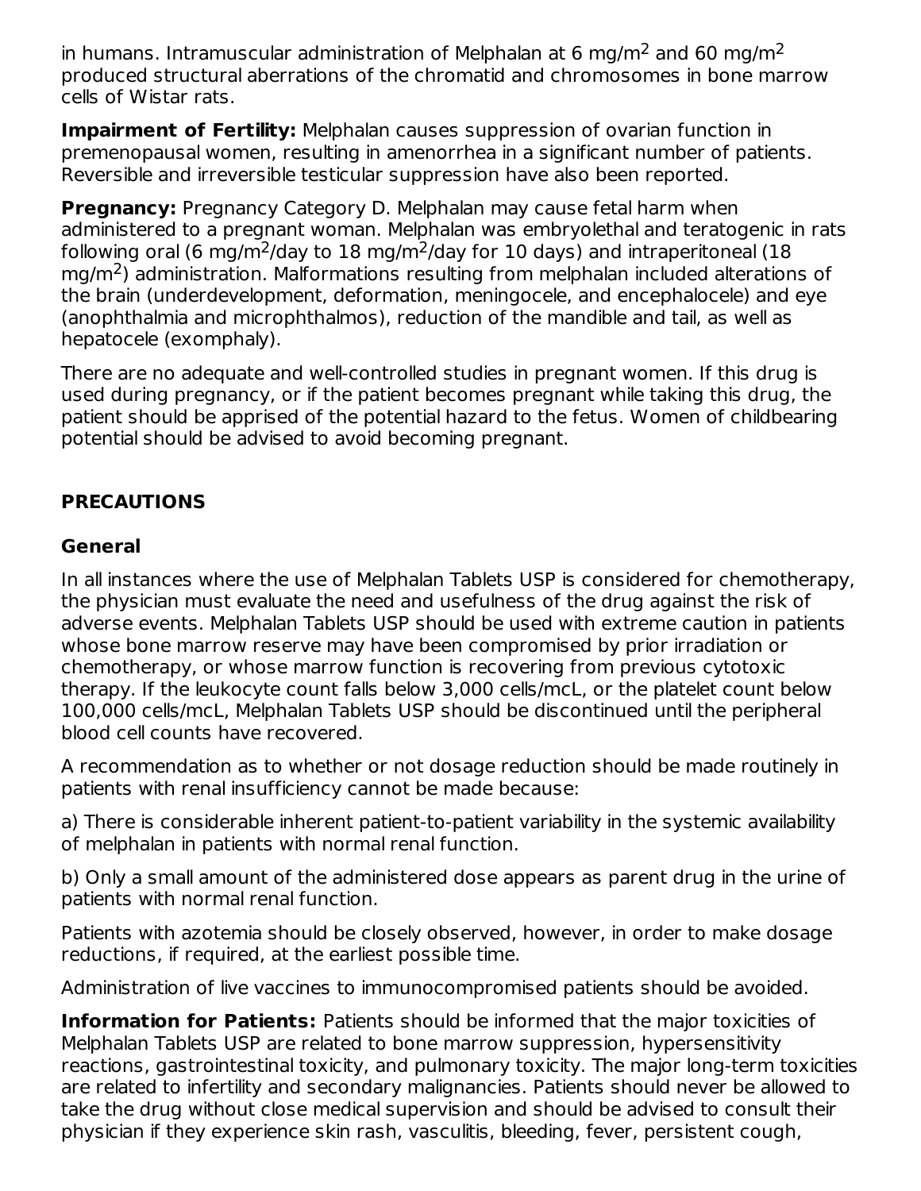in humans. Intramuscular administration of Melphalan at 6 $mg/m^2$ and 60 $mg/m^2$ produced structural aberrations of the chromatid and chromosomes in bone marrow cells of Wistar rats.

**Impairment of Fertility:** Melphalan causes suppression of ovarian function in premenopausal women, resulting in amenorrhea in a significant number of patients. Reversible and irreversible testicular suppression have also been reported.

**Pregnancy:** Pregnancy Category D. Melphalan may cause fetal harm when administered to a pregnant woman. Melphalan was embryolethal and teratogenic in rats following oral (6 $mg/m^2$/day to 18 $mg/m^2$/day for 10 days) and intraperitoneal (18 $mg/m^2$) administration. Malformations resulting from melphalan included alterations of the brain (underdevelopment, deformation, meningocele, and encephalocele) and eye (anophthalmia and microphthalmos), reduction of the mandible and tail, as well as hepatocele (exomphaly).

There are no adequate and well-controlled studies in pregnant women. If this drug is used during pregnancy, or if the patient becomes pregnant while taking this drug, the patient should be apprised of the potential hazard to the fetus. Women of childbearing potential should be advised to avoid becoming pregnant.

## PRECAUTIONS

### General

In all instances where the use of Melphalan Tablets USP is considered for chemotherapy, the physician must evaluate the need and usefulness of the drug against the risk of adverse events. Melphalan Tablets USP should be used with extreme caution in patients whose bone marrow reserve may have been compromised by prior irradiation or chemotherapy, or whose marrow function is recovering from previous cytotoxic therapy. If the leukocyte count falls below 3,000 cells/mcL, or the platelet count below 100,000 cells/mcL, Melphalan Tablets USP should be discontinued until the peripheral blood cell counts have recovered.

A recommendation as to whether or not dosage reduction should be made routinely in patients with renal insufficiency cannot be made because:

a) There is considerable inherent patient-to-patient variability in the systemic availability of melphalan in patients with normal renal function.

b) Only a small amount of the administered dose appears as parent drug in the urine of patients with normal renal function.

Patients with azotemia should be closely observed, however, in order to make dosage reductions, if required, at the earliest possible time.

Administration of live vaccines to immunocompromised patients should be avoided.

**Information for Patients:** Patients should be informed that the major toxicities of Melphalan Tablets USP are related to bone marrow suppression, hypersensitivity reactions, gastrointestinal toxicity, and pulmonary toxicity. The major long-term toxicities are related to infertility and secondary malignancies. Patients should never be allowed to take the drug without close medical supervision and should be advised to consult their physician if they experience skin rash, vasculitis, bleeding, fever, persistent cough,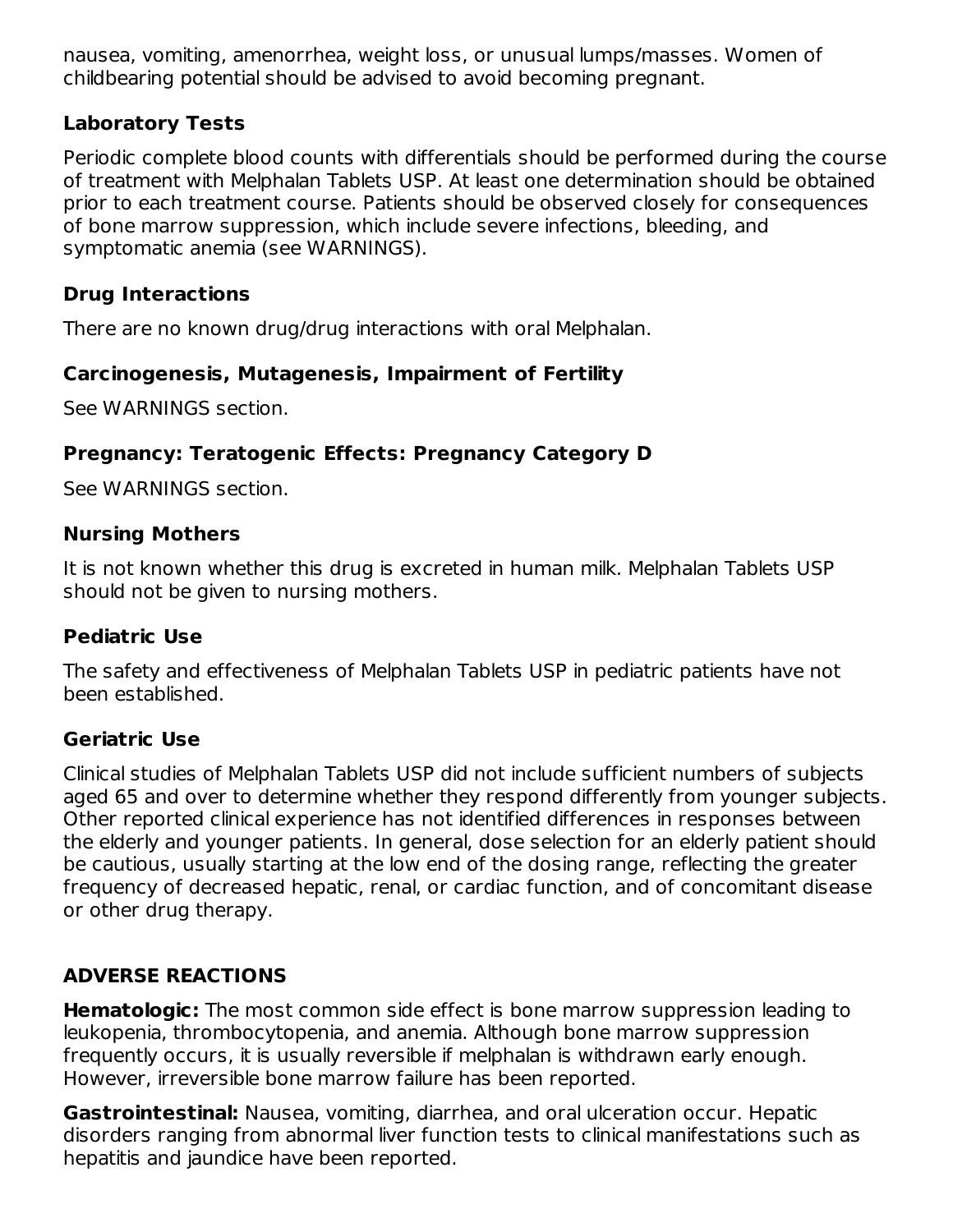nausea, vomiting, amenorrhea, weight loss, or unusual lumps/masses. Women of childbearing potential should be advised to avoid becoming pregnant.

### Laboratory Tests

Periodic complete blood counts with differentials should be performed during the course of treatment with Melphalan Tablets USP. At least one determination should be obtained prior to each treatment course. Patients should be observed closely for consequences of bone marrow suppression, which include severe infections, bleeding, and symptomatic anemia (see WARNINGS).

### Drug Interactions

There are no known drug/drug interactions with oral Melphalan.

### Carcinogenesis, Mutagenesis, Impairment of Fertility

See WARNINGS section.

### Pregnancy: Teratogenic Effects: Pregnancy Category D

See WARNINGS section.

### Nursing Mothers

It is not known whether this drug is excreted in human milk. Melphalan Tablets USP should not be given to nursing mothers.

### Pediatric Use

The safety and effectiveness of Melphalan Tablets USP in pediatric patients have not been established.

### Geriatric Use

Clinical studies of Melphalan Tablets USP did not include sufficient numbers of subjects aged 65 and over to determine whether they respond differently from younger subjects. Other reported clinical experience has not identified differences in responses between the elderly and younger patients. In general, dose selection for an elderly patient should be cautious, usually starting at the low end of the dosing range, reflecting the greater frequency of decreased hepatic, renal, or cardiac function, and of concomitant disease or other drug therapy.

## ADVERSE REACTIONS

**Hematologic:** The most common side effect is bone marrow suppression leading to leukopenia, thrombocytopenia, and anemia. Although bone marrow suppression frequently occurs, it is usually reversible if melphalan is withdrawn early enough. However, irreversible bone marrow failure has been reported.

**Gastrointestinal:** Nausea, vomiting, diarrhea, and oral ulceration occur. Hepatic disorders ranging from abnormal liver function tests to clinical manifestations such as hepatitis and jaundice have been reported.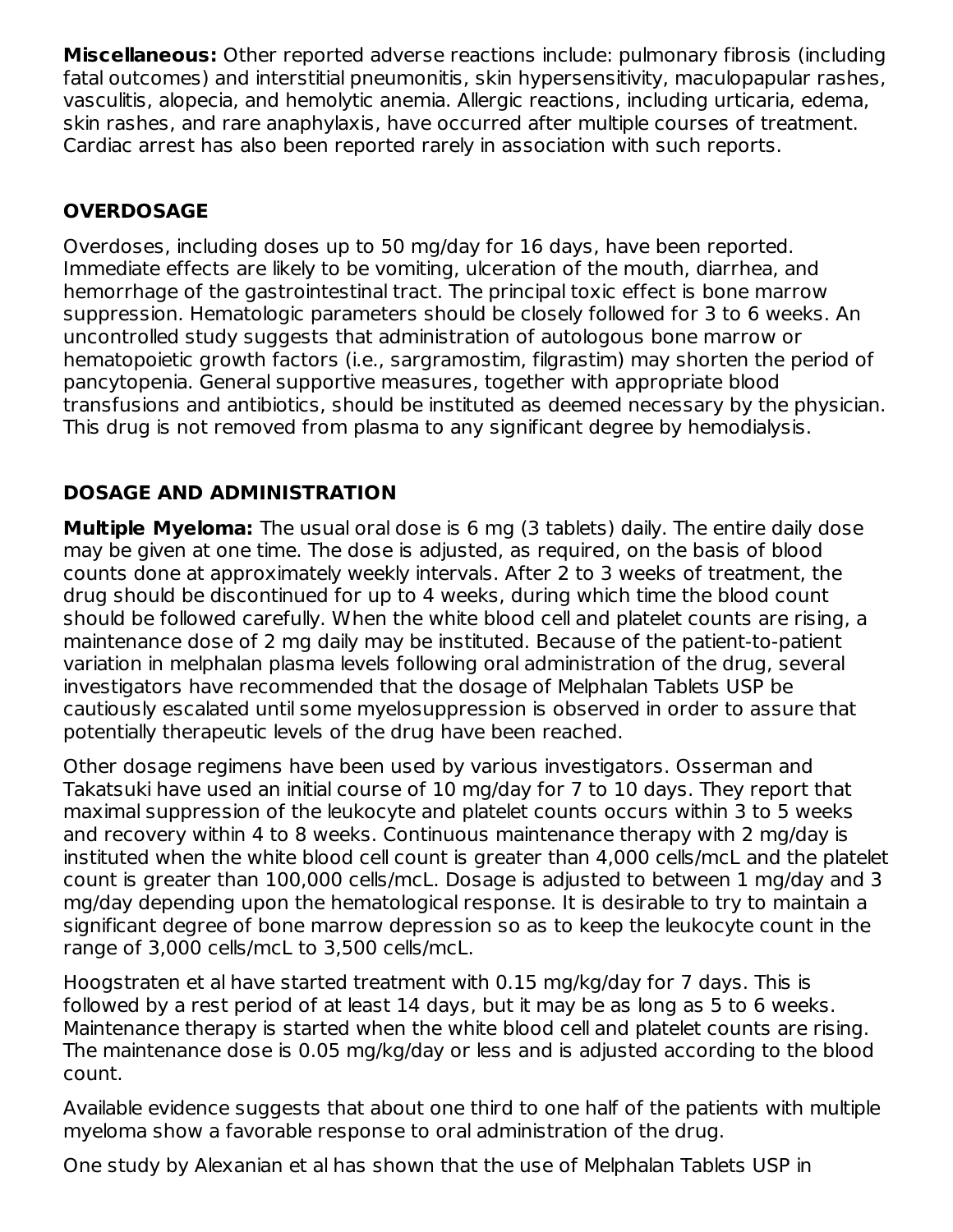**Miscellaneous:** Other reported adverse reactions include: pulmonary fibrosis (including fatal outcomes) and interstitial pneumonitis, skin hypersensitivity, maculopapular rashes, vasculitis, alopecia, and hemolytic anemia. Allergic reactions, including urticaria, edema, skin rashes, and rare anaphylaxis, have occurred after multiple courses of treatment. Cardiac arrest has also been reported rarely in association with such reports.

## OVERDOSAGE

Overdoses, including doses up to 50 mg/day for 16 days, have been reported. Immediate effects are likely to be vomiting, ulceration of the mouth, diarrhea, and hemorrhage of the gastrointestinal tract. The principal toxic effect is bone marrow suppression. Hematologic parameters should be closely followed for 3 to 6 weeks. An uncontrolled study suggests that administration of autologous bone marrow or hematopoietic growth factors (i.e., sargramostim, filgrastim) may shorten the period of pancytopenia. General supportive measures, together with appropriate blood transfusions and antibiotics, should be instituted as deemed necessary by the physician. This drug is not removed from plasma to any significant degree by hemodialysis.

## DOSAGE AND ADMINISTRATION

**Multiple Myeloma:** The usual oral dose is 6 mg (3 tablets) daily. The entire daily dose may be given at one time. The dose is adjusted, as required, on the basis of blood counts done at approximately weekly intervals. After 2 to 3 weeks of treatment, the drug should be discontinued for up to 4 weeks, during which time the blood count should be followed carefully. When the white blood cell and platelet counts are rising, a maintenance dose of 2 mg daily may be instituted. Because of the patient-to-patient variation in melphalan plasma levels following oral administration of the drug, several investigators have recommended that the dosage of Melphalan Tablets USP be cautiously escalated until some myelosuppression is observed in order to assure that potentially therapeutic levels of the drug have been reached.

Other dosage regimens have been used by various investigators. Osserman and Takatsuki have used an initial course of 10 mg/day for 7 to 10 days. They report that maximal suppression of the leukocyte and platelet counts occurs within 3 to 5 weeks and recovery within 4 to 8 weeks. Continuous maintenance therapy with 2 mg/day is instituted when the white blood cell count is greater than 4,000 cells/mcL and the platelet count is greater than 100,000 cells/mcL. Dosage is adjusted to between 1 mg/day and 3 mg/day depending upon the hematological response. It is desirable to try to maintain a significant degree of bone marrow depression so as to keep the leukocyte count in the range of 3,000 cells/mcL to 3,500 cells/mcL.

Hoogstraten et al have started treatment with 0.15 mg/kg/day for 7 days. This is followed by a rest period of at least 14 days, but it may be as long as 5 to 6 weeks. Maintenance therapy is started when the white blood cell and platelet counts are rising. The maintenance dose is 0.05 mg/kg/day or less and is adjusted according to the blood count.

Available evidence suggests that about one third to one half of the patients with multiple myeloma show a favorable response to oral administration of the drug.

One study by Alexanian et al has shown that the use of Melphalan Tablets USP in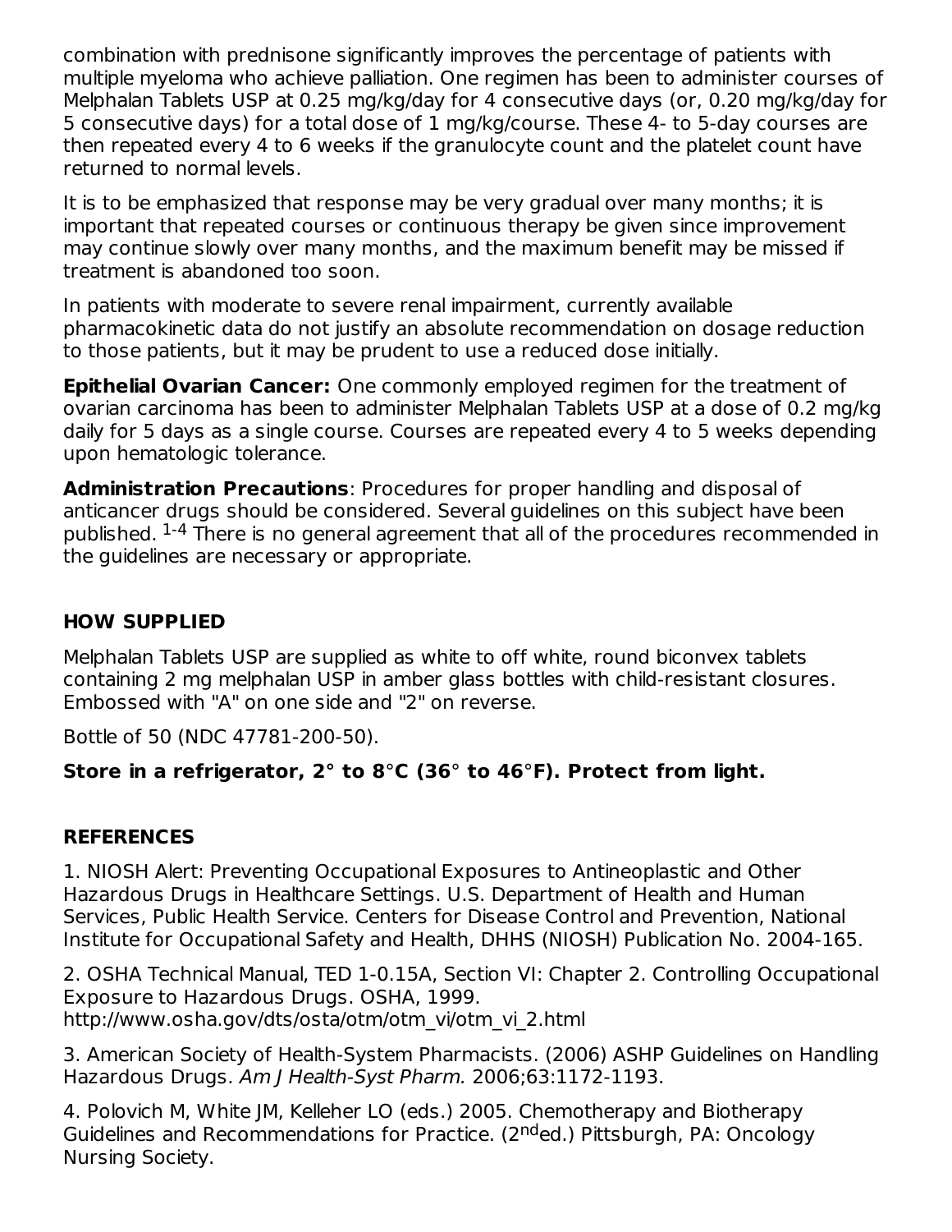combination with prednisone significantly improves the percentage of patients with multiple myeloma who achieve palliation. One regimen has been to administer courses of Melphalan Tablets USP at 0.25 mg/kg/day for 4 consecutive days (or, 0.20 mg/kg/day for 5 consecutive days) for a total dose of 1 mg/kg/course. These 4- to 5-day courses are then repeated every 4 to 6 weeks if the granulocyte count and the platelet count have returned to normal levels.

It is to be emphasized that response may be very gradual over many months; it is important that repeated courses or continuous therapy be given since improvement may continue slowly over many months, and the maximum benefit may be missed if treatment is abandoned too soon.

In patients with moderate to severe renal impairment, currently available pharmacokinetic data do not justify an absolute recommendation on dosage reduction to those patients, but it may be prudent to use a reduced dose initially.

**Epithelial Ovarian Cancer:** One commonly employed regimen for the treatment of ovarian carcinoma has been to administer Melphalan Tablets USP at a dose of 0.2 mg/kg daily for 5 days as a single course. Courses are repeated every 4 to 5 weeks depending upon hematologic tolerance.

**Administration Precautions**: Procedures for proper handling and disposal of anticancer drugs should be considered. Several guidelines on this subject have been published. [1-4] There is no general agreement that all of the procedures recommended in the guidelines are necessary or appropriate.

## HOW SUPPLIED

Melphalan Tablets USP are supplied as white to off white, round biconvex tablets containing 2 mg melphalan USP in amber glass bottles with child-resistant closures. Embossed with "A" on one side and "2" on reverse.

Bottle of 50 (NDC 47781-200-50).

**Store in a refrigerator, 2° to 8°C (36° to 46°F). Protect from light.**

## REFERENCES

1. NIOSH Alert: Preventing Occupational Exposures to Antineoplastic and Other Hazardous Drugs in Healthcare Settings. U.S. Department of Health and Human Services, Public Health Service. Centers for Disease Control and Prevention, National Institute for Occupational Safety and Health, DHHS (NIOSH) Publication No. 2004-165.

2. OSHA Technical Manual, TED 1-0.15A, Section VI: Chapter 2. Controlling Occupational Exposure to Hazardous Drugs. OSHA, 1999. http://www.osha.gov/dts/osta/otm/otm_vi/otm_vi_2.html

3. American Society of Health-System Pharmacists. (2006) ASHP Guidelines on Handling Hazardous Drugs. *Am J Health-Syst Pharm.* 2006;63:1172-1193.

4. Polovich M, White JM, Kelleher LO (eds.) 2005. Chemotherapy and Biotherapy Guidelines and Recommendations for Practice. (2nd ed.) Pittsburgh, PA: Oncology Nursing Society.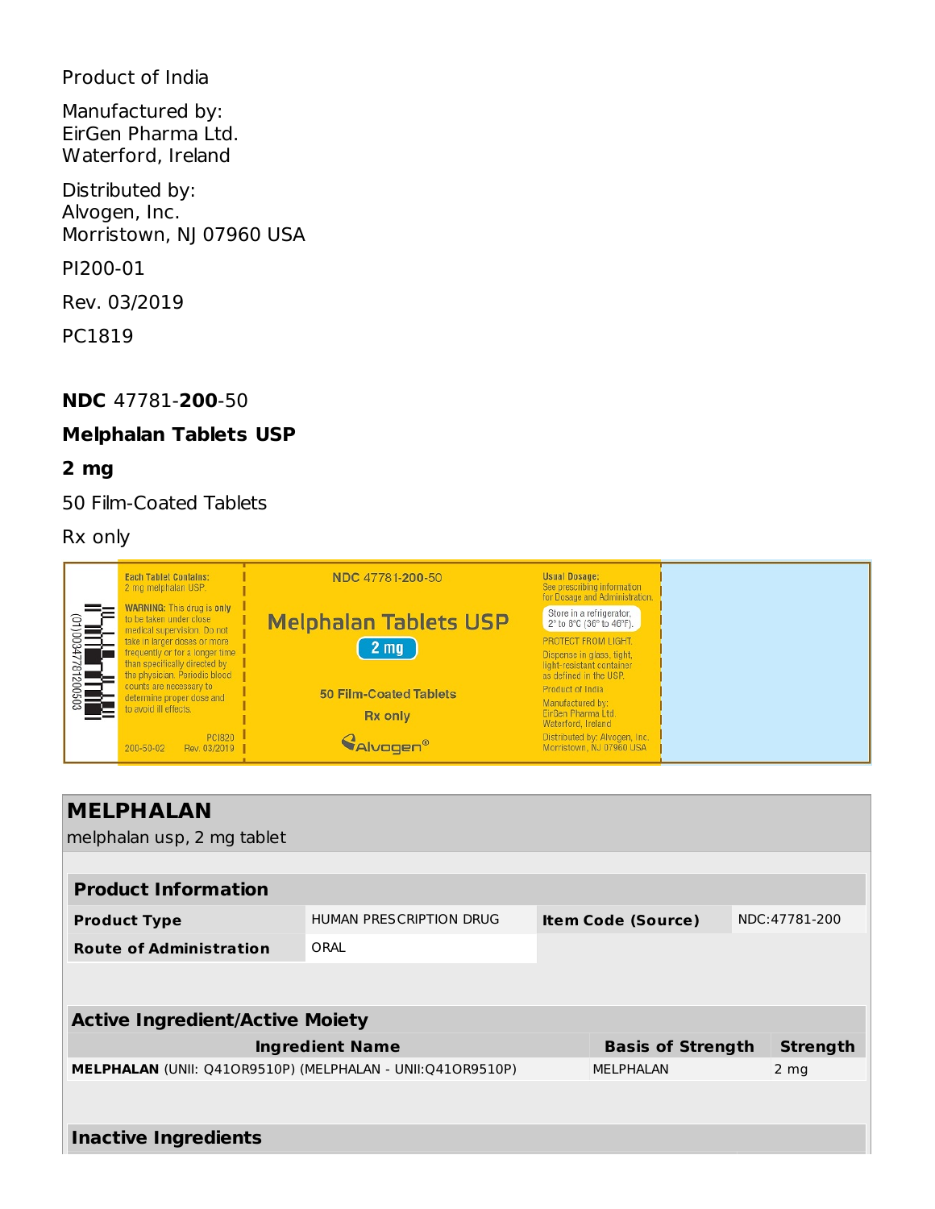Product of India

Manufactured by:
EirGen Pharma Ltd.
Waterford, Ireland

Distributed by:
Alvogen, Inc.
Morristown, NJ 07960 USA

PI200-01

Rev. 03/2019

PC1819

**NDC** 47781-**200**-50

**Melphalan Tablets USP**

**2 mg**

50 Film-Coated Tablets

Rx only

**Each Tablet Contains:**
2 mg melphalan USP.

**WARNING:** This drug is **only** to be taken under close medical supervision. Do not take in larger doses or more frequently or for a longer time than specifically directed by the physician. Periodic blood counts are necessary to determine proper dose and to avoid ill effects.

200-50-02 PC1820 Rev. 03/2019

(01)00347781200503

NDC 47781-**200**-50

**Melphalan Tablets USP**

**2 mg**

50 Film-Coated Tablets

Rx only

Alvogen®

**Usual Dosage:**
See prescribing information for Dosage and Administration.

Store in a refrigerator, 2° to 8°C (36° to 46°F).

PROTECT FROM LIGHT.

Dispense in glass, tight, light-resistant container as defined in the USP.

Product of India

Manufactured by:
EirGen Pharma Ltd.
Waterford, Ireland

Distributed by: Alvogen, Inc.
Morristown, NJ 07960 USA

## MELPHALAN

melphalan usp, 2 mg tablet

| **Product Information** | | | |
|---|---|---|---|
| **Product Type** | HUMAN PRESCRIPTION DRUG | **Item Code (Source)** | NDC:47781-200 |
| **Route of Administration** | ORAL | | |

| **Active Ingredient/Active Moiety** | | |
|---|---|---|
| **Ingredient Name** | **Basis of Strength** | **Strength** |
| **MELPHALAN** (UNII: Q41OR9510P) (MELPHALAN - UNII:Q41OR9510P) | MELPHALAN | 2 mg |

| **Inactive Ingredients** |
|---|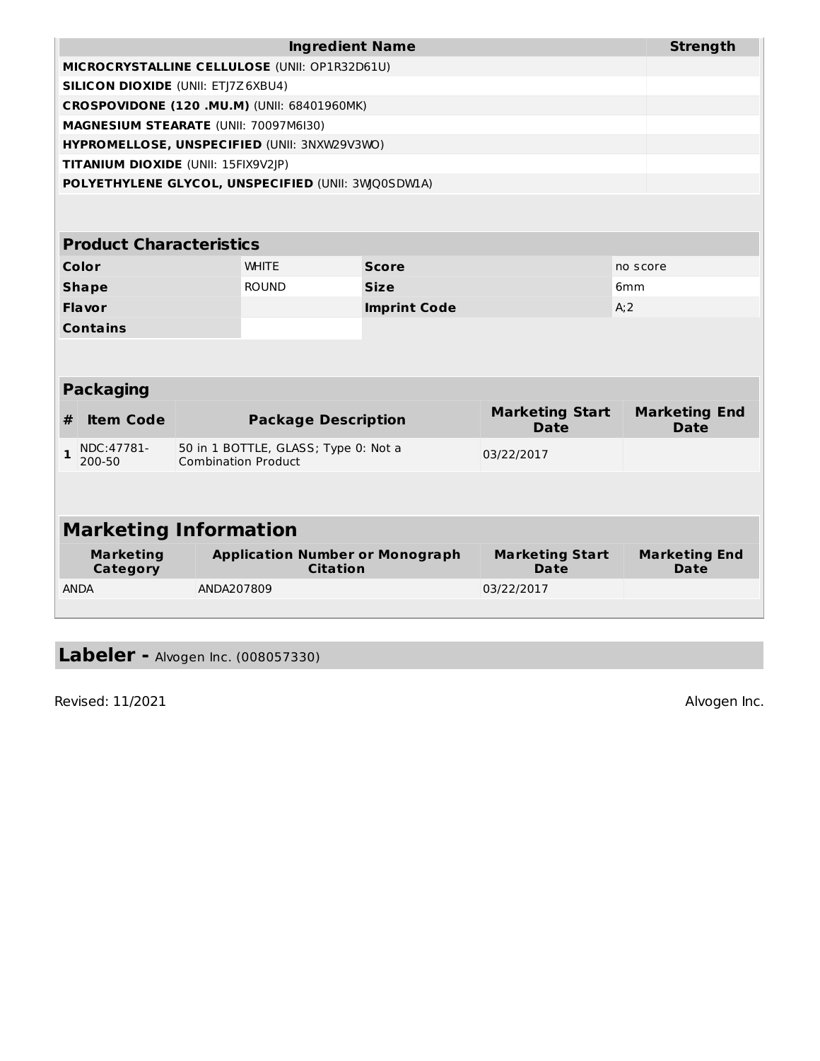| Ingredient Name | Strength |
| --- | --- |
| **MICROCRYSTALLINE CELLULOSE** (UNII: OP1R32D61U) | |
| **SILICON DIOXIDE** (UNII: ETJ7Z6XBU4) | |
| **CROSPOVIDONE (120 .MU.M)** (UNII: 68401960MK) | |
| **MAGNESIUM STEARATE** (UNII: 70097M6I30) | |
| **HYPROMELLOSE, UNSPECIFIED** (UNII: 3NXW29V3WO) | |
| **TITANIUM DIOXIDE** (UNII: 15FIX9V2JP) | |
| **POLYETHYLENE GLYCOL, UNSPECIFIED** (UNII: 3WJQ0SDW1A) | |

| Product Characteristics | | | |
| --- | --- | --- | --- |
| **Color** | WHITE | **Score** | no score |
| **Shape** | ROUND | **Size** | 6mm |
| **Flavor** | | **Imprint Code** | A;2 |
| **Contains** | | | |

**Packaging**

| # | Item Code | Package Description | Marketing Start Date | Marketing End Date |
| --- | --- | --- | --- | --- |
| 1 | NDC:47781-200-50 | 50 in 1 BOTTLE, GLASS; Type 0: Not a Combination Product | 03/22/2017 | |

## Marketing Information

| Marketing Category | Application Number or Monograph Citation | Marketing Start Date | Marketing End Date |
| --- | --- | --- | --- |
| ANDA | ANDA207809 | 03/22/2017 | |

**Labeler -** Alvogen Inc. (008057330)

Revised: 11/2021

Alvogen Inc.